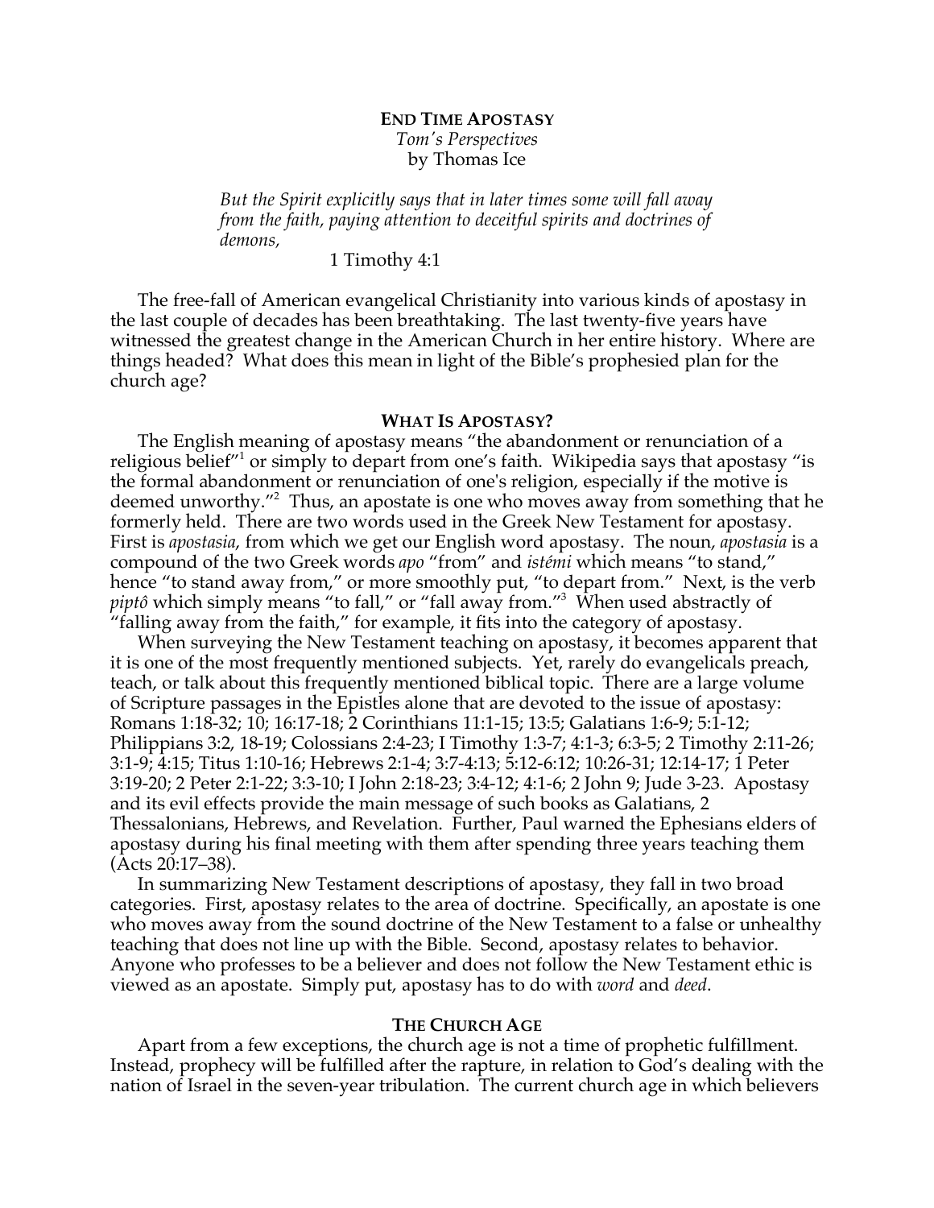# END TIME APOSTASY

*Tom's Perspectives*
by Thomas Ice

> *But the Spirit explicitly says that in later times some will fall away from the faith, paying attention to deceitful spirits and doctrines of demons,*
>
> 1 Timothy 4:1

The free-fall of American evangelical Christianity into various kinds of apostasy in the last couple of decades has been breathtaking. The last twenty-five years have witnessed the greatest change in the American Church in her entire history. Where are things headed? What does this mean in light of the Bible's prophesied plan for the church age?

## WHAT IS APOSTASY?

The English meaning of apostasy means "the abandonment or renunciation of a religious belief"[1] or simply to depart from one's faith. Wikipedia says that apostasy "is the formal abandonment or renunciation of one's religion, especially if the motive is deemed unworthy."[2] Thus, an apostate is one who moves away from something that he formerly held. There are two words used in the Greek New Testament for apostasy. First is *apostasia,* from which we get our English word apostasy. The noun, *apostasia* is a compound of the two Greek words *apo* "from" and *istémi* which means "to stand," hence "to stand away from," or more smoothly put, "to depart from." Next, is the verb *piptô* which simply means "to fall," or "fall away from."[3] When used abstractly of "falling away from the faith," for example, it fits into the category of apostasy.

When surveying the New Testament teaching on apostasy, it becomes apparent that it is one of the most frequently mentioned subjects. Yet, rarely do evangelicals preach, teach, or talk about this frequently mentioned biblical topic. There are a large volume of Scripture passages in the Epistles alone that are devoted to the issue of apostasy: Romans 1:18-32; 10; 16:17-18; 2 Corinthians 11:1-15; 13:5; Galatians 1:6-9; 5:1-12; Philippians 3:2, 18-19; Colossians 2:4-23; I Timothy 1:3-7; 4:1-3; 6:3-5; 2 Timothy 2:11-26; 3:1-9; 4:15; Titus 1:10-16; Hebrews 2:1-4; 3:7-4:13; 5:12-6:12; 10:26-31; 12:14-17; 1 Peter 3:19-20; 2 Peter 2:1-22; 3:3-10; I John 2:18-23; 3:4-12; 4:1-6; 2 John 9; Jude 3-23. Apostasy and its evil effects provide the main message of such books as Galatians, 2 Thessalonians, Hebrews, and Revelation. Further, Paul warned the Ephesians elders of apostasy during his final meeting with them after spending three years teaching them (Acts 20:17–38).

In summarizing New Testament descriptions of apostasy, they fall in two broad categories. First, apostasy relates to the area of doctrine. Specifically, an apostate is one who moves away from the sound doctrine of the New Testament to a false or unhealthy teaching that does not line up with the Bible. Second, apostasy relates to behavior. Anyone who professes to be a believer and does not follow the New Testament ethic is viewed as an apostate. Simply put, apostasy has to do with *word* and *deed*.

## THE CHURCH AGE

Apart from a few exceptions, the church age is not a time of prophetic fulfillment. Instead, prophecy will be fulfilled after the rapture, in relation to God's dealing with the nation of Israel in the seven-year tribulation. The current church age in which believers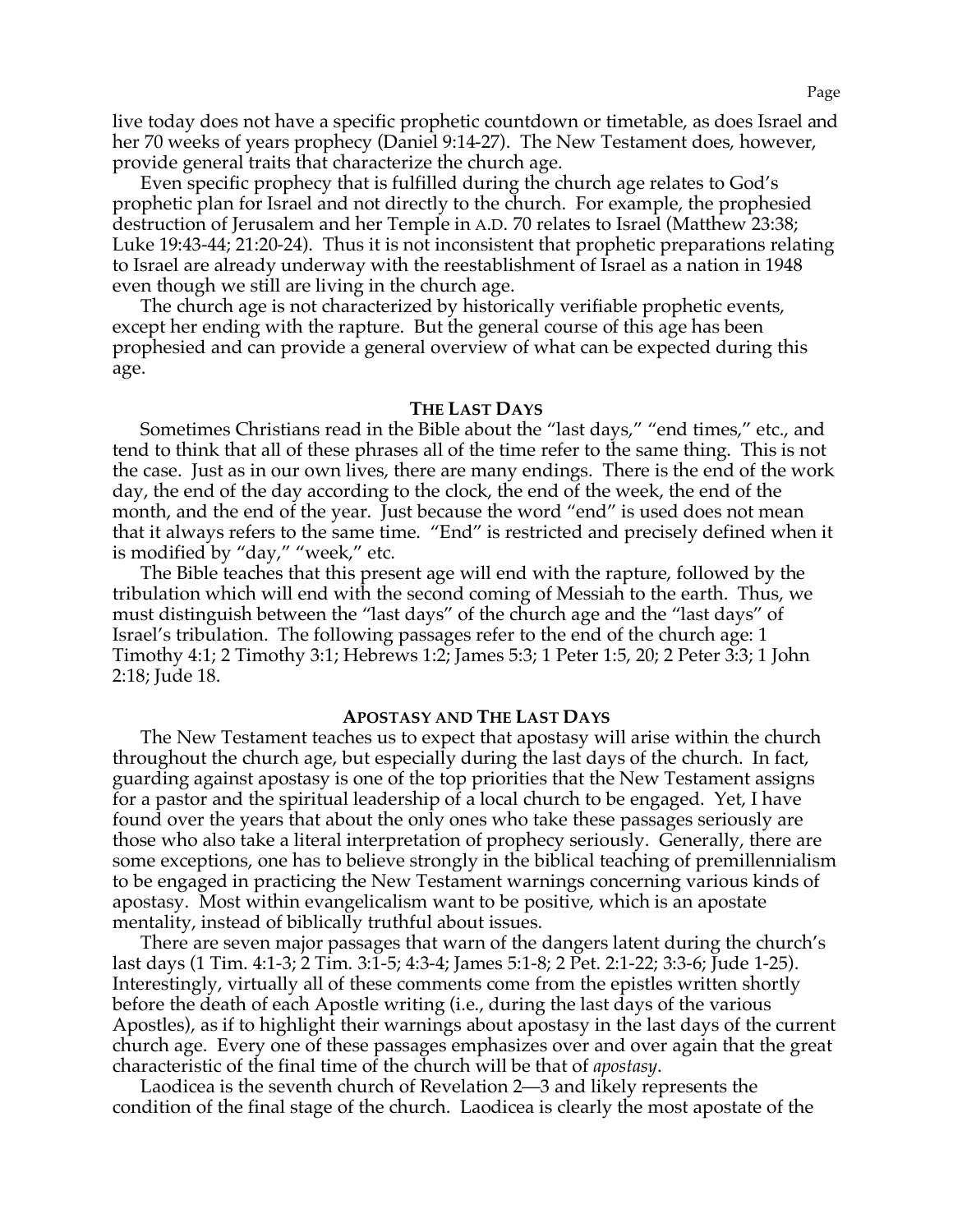live today does not have a specific prophetic countdown or timetable, as does Israel and her 70 weeks of years prophecy (Daniel 9:14-27). The New Testament does, however, provide general traits that characterize the church age.

Even specific prophecy that is fulfilled during the church age relates to God's prophetic plan for Israel and not directly to the church. For example, the prophesied destruction of Jerusalem and her Temple in A.D. 70 relates to Israel (Matthew 23:38; Luke 19:43-44; 21:20-24). Thus it is not inconsistent that prophetic preparations relating to Israel are already underway with the reestablishment of Israel as a nation in 1948 even though we still are living in the church age.

The church age is not characterized by historically verifiable prophetic events, except her ending with the rapture. But the general course of this age has been prophesied and can provide a general overview of what can be expected during this age.

## THE LAST DAYS

Sometimes Christians read in the Bible about the "last days," "end times," etc., and tend to think that all of these phrases all of the time refer to the same thing. This is not the case. Just as in our own lives, there are many endings. There is the end of the work day, the end of the day according to the clock, the end of the week, the end of the month, and the end of the year. Just because the word "end" is used does not mean that it always refers to the same time. "End" is restricted and precisely defined when it is modified by "day," "week," etc.

The Bible teaches that this present age will end with the rapture, followed by the tribulation which will end with the second coming of Messiah to the earth. Thus, we must distinguish between the "last days" of the church age and the "last days" of Israel's tribulation. The following passages refer to the end of the church age: 1 Timothy 4:1; 2 Timothy 3:1; Hebrews 1:2; James 5:3; 1 Peter 1:5, 20; 2 Peter 3:3; 1 John 2:18; Jude 18.

## APOSTASY AND THE LAST DAYS

The New Testament teaches us to expect that apostasy will arise within the church throughout the church age, but especially during the last days of the church. In fact, guarding against apostasy is one of the top priorities that the New Testament assigns for a pastor and the spiritual leadership of a local church to be engaged. Yet, I have found over the years that about the only ones who take these passages seriously are those who also take a literal interpretation of prophecy seriously. Generally, there are some exceptions, one has to believe strongly in the biblical teaching of premillennialism to be engaged in practicing the New Testament warnings concerning various kinds of apostasy. Most within evangelicalism want to be positive, which is an apostate mentality, instead of biblically truthful about issues.

There are seven major passages that warn of the dangers latent during the church's last days (1 Tim. 4:1-3; 2 Tim. 3:1-5; 4:3-4; James 5:1-8; 2 Pet. 2:1-22; 3:3-6; Jude 1-25). Interestingly, virtually all of these comments come from the epistles written shortly before the death of each Apostle writing (i.e., during the last days of the various Apostles), as if to highlight their warnings about apostasy in the last days of the current church age. Every one of these passages emphasizes over and over again that the great characteristic of the final time of the church will be that of *apostasy*.

Laodicea is the seventh church of Revelation 2—3 and likely represents the condition of the final stage of the church. Laodicea is clearly the most apostate of the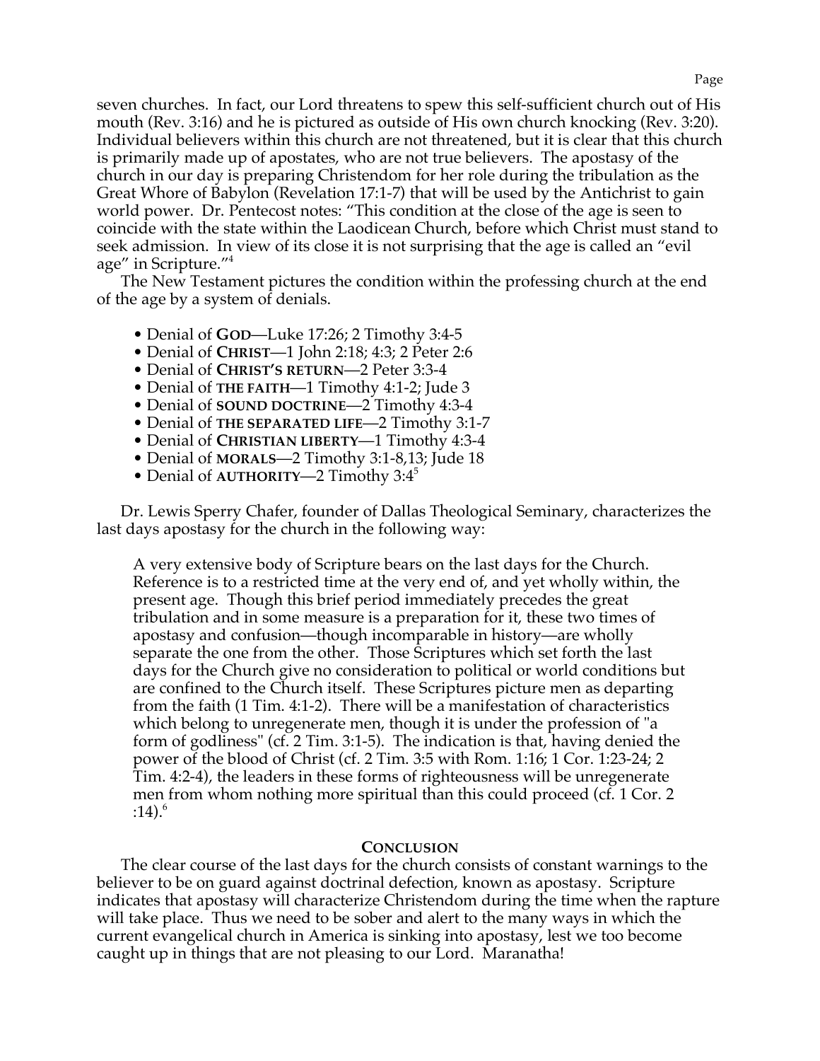seven churches. In fact, our Lord threatens to spew this self-sufficient church out of His mouth (Rev. 3:16) and he is pictured as outside of His own church knocking (Rev. 3:20). Individual believers within this church are not threatened, but it is clear that this church is primarily made up of apostates, who are not true believers. The apostasy of the church in our day is preparing Christendom for her role during the tribulation as the Great Whore of Babylon (Revelation 17:1-7) that will be used by the Antichrist to gain world power. Dr. Pentecost notes: "This condition at the close of the age is seen to coincide with the state within the Laodicean Church, before which Christ must stand to seek admission. In view of its close it is not surprising that the age is called an "evil age" in Scripture."[4]

The New Testament pictures the condition within the professing church at the end of the age by a system of denials.

- Denial of **GOD**—Luke 17:26; 2 Timothy 3:4-5
- Denial of **CHRIST**—1 John 2:18; 4:3; 2 Peter 2:6
- Denial of **CHRIST'S RETURN**—2 Peter 3:3-4
- Denial of **THE FAITH**—1 Timothy 4:1-2; Jude 3
- Denial of **SOUND DOCTRINE**—2 Timothy 4:3-4
- Denial of **THE SEPARATED LIFE**—2 Timothy 3:1-7
- Denial of **CHRISTIAN LIBERTY**—1 Timothy 4:3-4
- Denial of **MORALS**—2 Timothy 3:1-8,13; Jude 18
- Denial of **AUTHORITY**—2 Timothy 3:4[5]

Dr. Lewis Sperry Chafer, founder of Dallas Theological Seminary, characterizes the last days apostasy for the church in the following way:

> A very extensive body of Scripture bears on the last days for the Church. Reference is to a restricted time at the very end of, and yet wholly within, the present age. Though this brief period immediately precedes the great tribulation and in some measure is a preparation for it, these two times of apostasy and confusion—though incomparable in history—are wholly separate the one from the other. Those Scriptures which set forth the last days for the Church give no consideration to political or world conditions but are confined to the Church itself. These Scriptures picture men as departing from the faith (1 Tim. 4:1-2). There will be a manifestation of characteristics which belong to unregenerate men, though it is under the profession of "a form of godliness" (cf. 2 Tim. 3:1-5). The indication is that, having denied the power of the blood of Christ (cf. 2 Tim. 3:5 with Rom. 1:16; 1 Cor. 1:23-24; 2 Tim. 4:2-4), the leaders in these forms of righteousness will be unregenerate men from whom nothing more spiritual than this could proceed (cf. 1 Cor. 2 :14).[6]

## CONCLUSION

The clear course of the last days for the church consists of constant warnings to the believer to be on guard against doctrinal defection, known as apostasy. Scripture indicates that apostasy will characterize Christendom during the time when the rapture will take place. Thus we need to be sober and alert to the many ways in which the current evangelical church in America is sinking into apostasy, lest we too become caught up in things that are not pleasing to our Lord. Maranatha!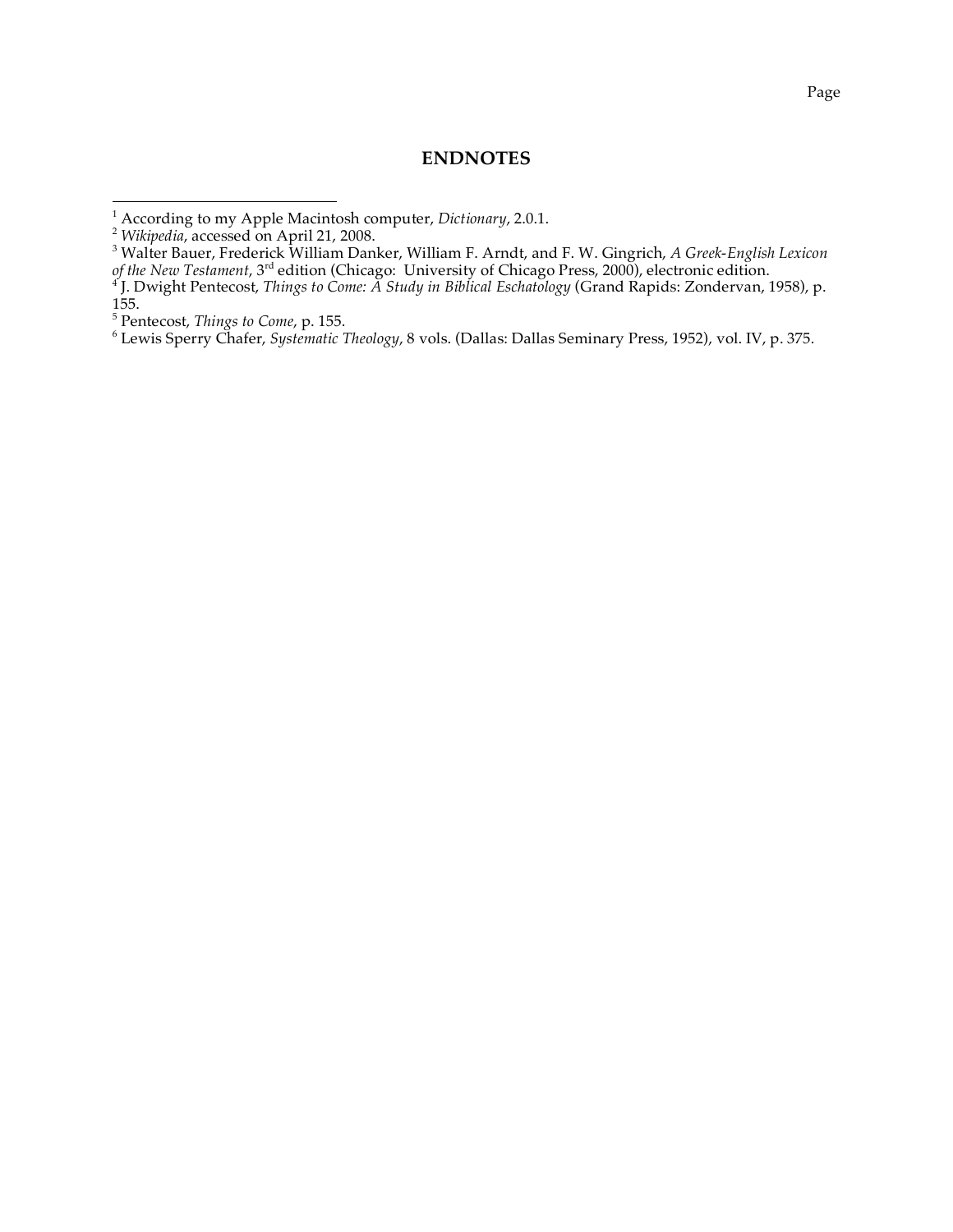# ENDNOTES

[1] According to my Apple Macintosh computer, *Dictionary*, 2.0.1.

[2] *Wikipedia*, accessed on April 21, 2008.

[3] Walter Bauer, Frederick William Danker, William F. Arndt, and F. W. Gingrich, *A Greek-English Lexicon of the New Testament*, 3rd edition (Chicago: University of Chicago Press, 2000), electronic edition.

[4] J. Dwight Pentecost, *Things to Come: A Study in Biblical Eschatology* (Grand Rapids: Zondervan, 1958), p. 155.

[5] Pentecost, *Things to Come*, p. 155.

[6] Lewis Sperry Chafer, *Systematic Theology*, 8 vols. (Dallas: Dallas Seminary Press, 1952), vol. IV, p. 375.